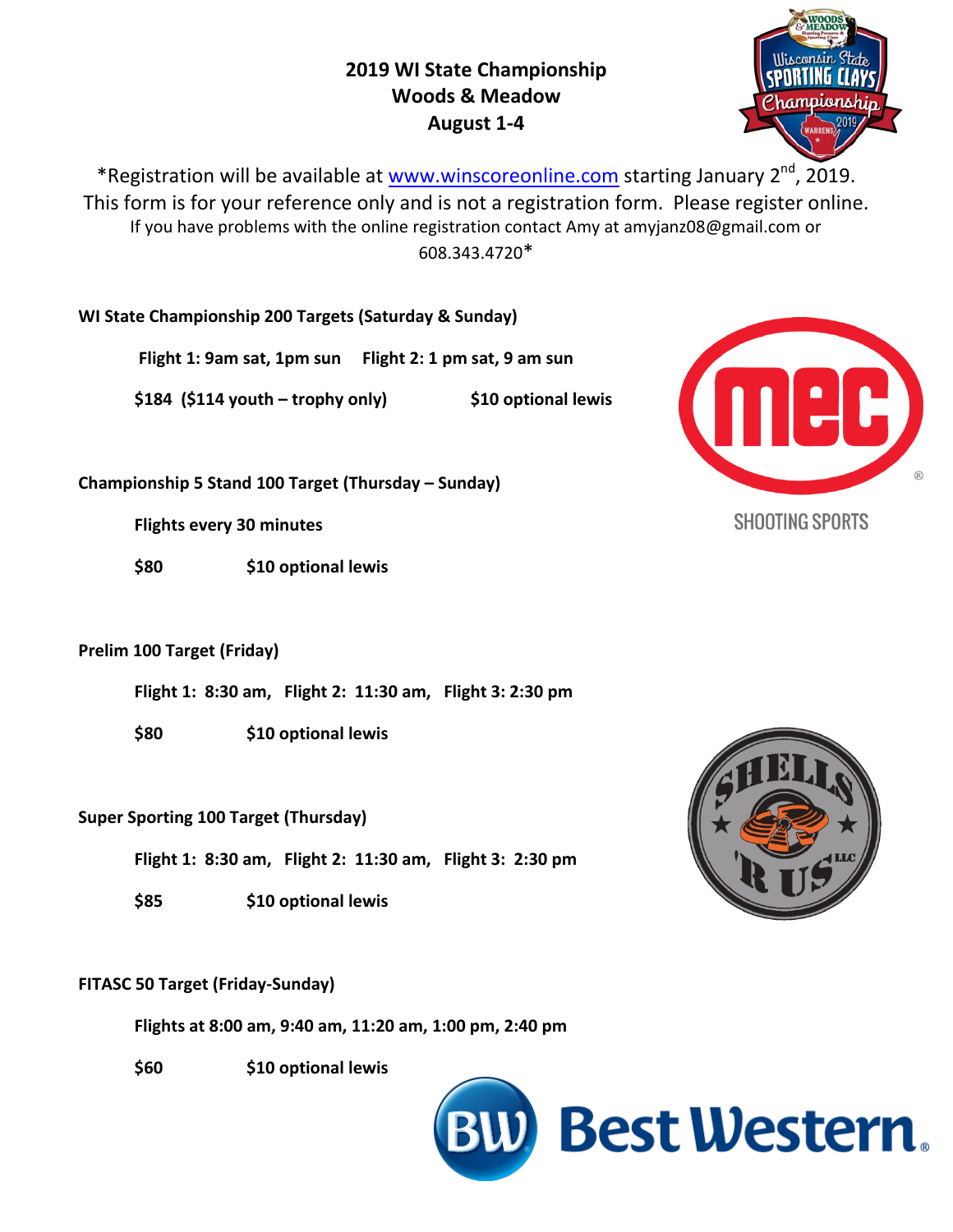# 2019 WI State Championship
# Woods & Meadow
# August 1-4

*Registration will be available at www.winscoreonline.com starting January 2nd, 2019. This form is for your reference only and is not a registration form. Please register online. If you have problems with the online registration contact Amy at amyjanz08@gmail.com or 608.343.4720*

**WI State Championship 200 Targets (Saturday & Sunday)**

**Flight 1: 9am sat, 1pm sun    Flight 2: 1 pm sat, 9 am sun**

**$184 ($114 youth – trophy only)    $10 optional lewis**

**Championship 5 Stand 100 Target (Thursday – Sunday)**

**Flights every 30 minutes**

**$80    $10 optional lewis**

**Prelim 100 Target (Friday)**

**Flight 1: 8:30 am, Flight 2: 11:30 am, Flight 3: 2:30 pm**

**$80    $10 optional lewis**

**Super Sporting 100 Target (Thursday)**

**Flight 1: 8:30 am, Flight 2: 11:30 am, Flight 3: 2:30 pm**

**$85    $10 optional lewis**

**FITASC 50 Target (Friday-Sunday)**

**Flights at 8:00 am, 9:40 am, 11:20 am, 1:00 pm, 2:40 pm**

**$60    $10 optional lewis**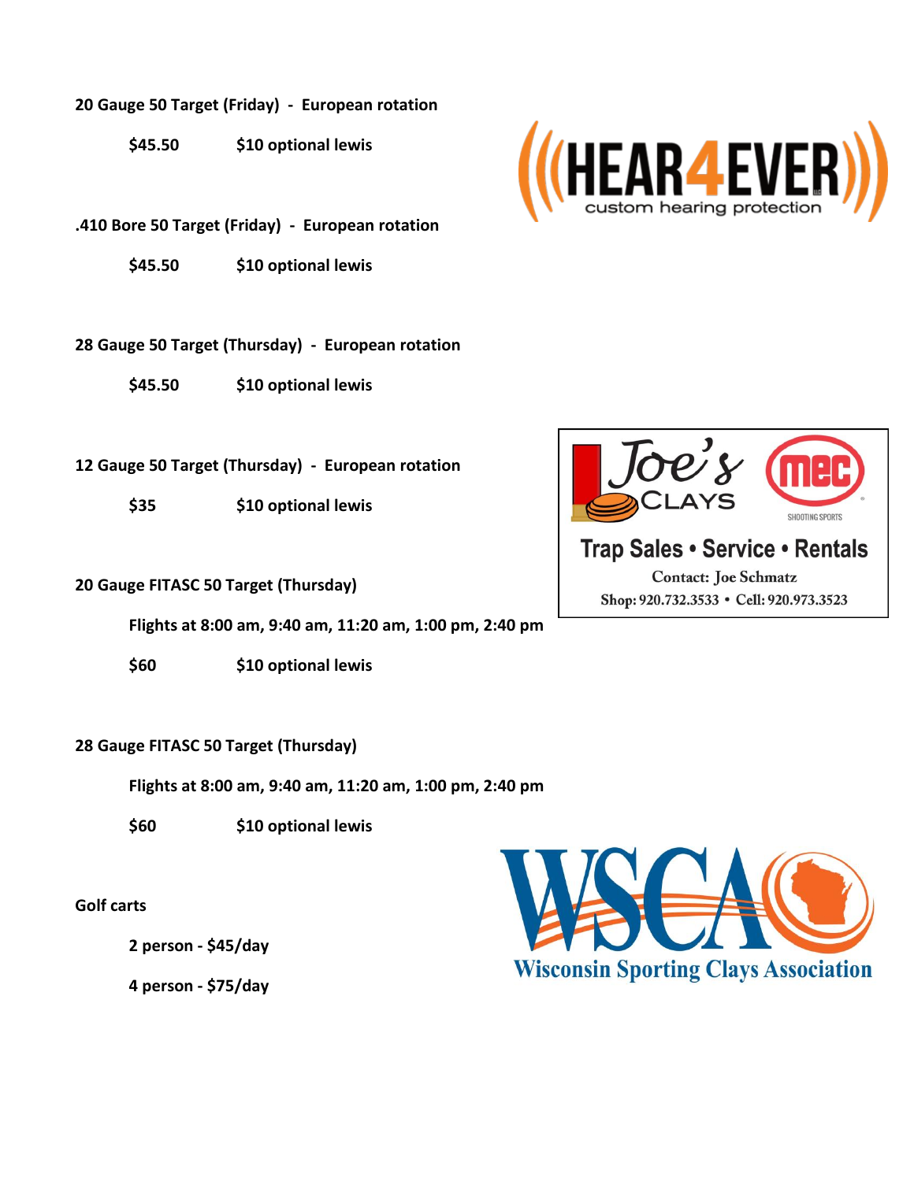**20 Gauge 50 Target (Friday) - European rotation**

**$45.50 $10 optional lewis**

**.410 Bore 50 Target (Friday) - European rotation**

**$45.50 $10 optional lewis**

**28 Gauge 50 Target (Thursday) - European rotation**

**$45.50 $10 optional lewis**

**12 Gauge 50 Target (Thursday) - European rotation**

**$35 $10 optional lewis**

**20 Gauge FITASC 50 Target (Thursday)**

**Flights at 8:00 am, 9:40 am, 11:20 am, 1:00 pm, 2:40 pm**

**$60 $10 optional lewis**

**28 Gauge FITASC 50 Target (Thursday)**

**Flights at 8:00 am, 9:40 am, 11:20 am, 1:00 pm, 2:40 pm**

**$60 $10 optional lewis**

**Golf carts**

**2 person - $45/day**

**4 person - $75/day**

HEAR4EVER custom hearing protection

Joe's CLAYS mec SHOOTING SPORTS

Trap Sales • Service • Rentals

Contact: Joe Schmatz

Shop: 920.732.3533 • Cell: 920.973.3523

WSCA Wisconsin Sporting Clays Association